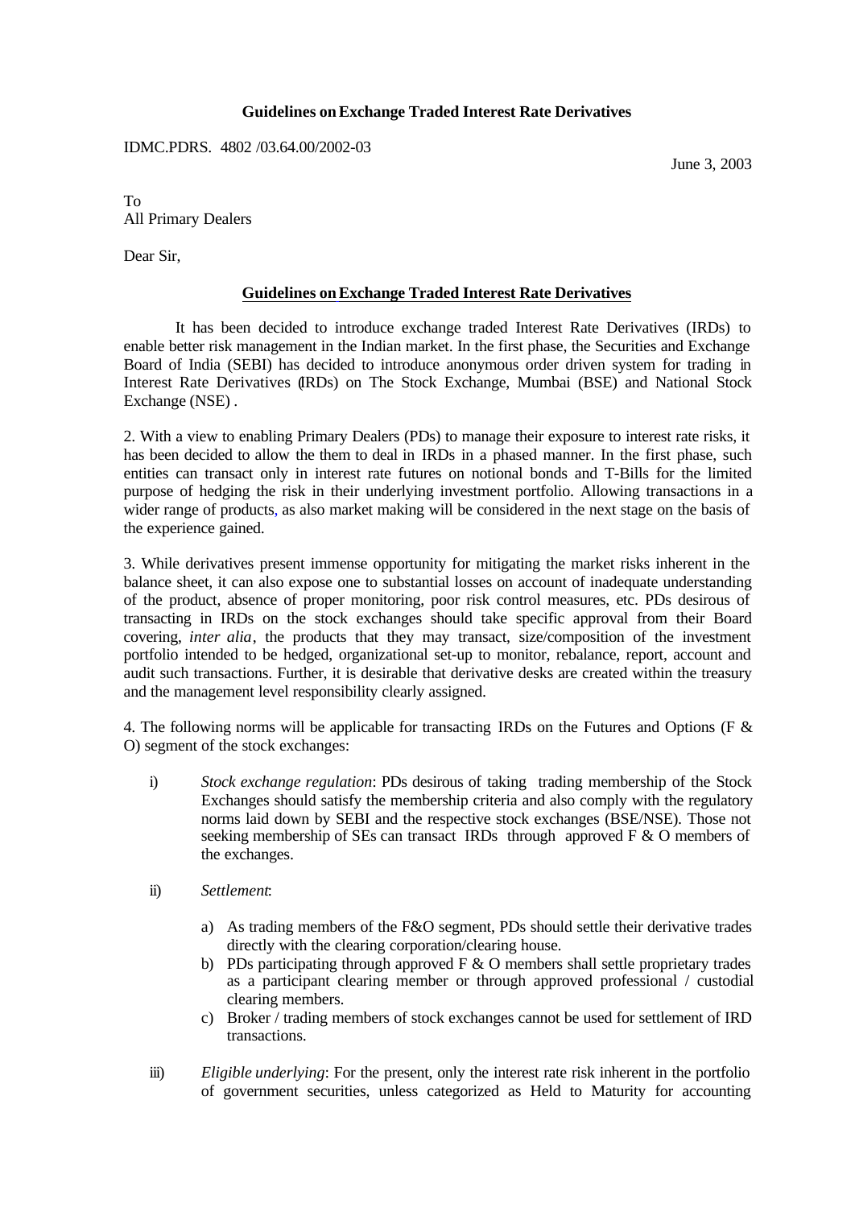**Guidelines on Exchange Traded Interest Rate Derivatives**

IDMC.PDRS. 4802 /03.64.00/2002-03

June 3, 2003

To
All Primary Dealers

Dear Sir,

**Guidelines on Exchange Traded Interest Rate Derivatives**

It has been decided to introduce exchange traded Interest Rate Derivatives (IRDs) to enable better risk management in the Indian market. In the first phase, the Securities and Exchange Board of India (SEBI) has decided to introduce anonymous order driven system for trading in Interest Rate Derivatives (IRDs) on The Stock Exchange, Mumbai (BSE) and National Stock Exchange (NSE) .

2. With a view to enabling Primary Dealers (PDs) to manage their exposure to interest rate risks, it has been decided to allow the them to deal in IRDs in a phased manner. In the first phase, such entities can transact only in interest rate futures on notional bonds and T-Bills for the limited purpose of hedging the risk in their underlying investment portfolio. Allowing transactions in a wider range of products, as also market making will be considered in the next stage on the basis of the experience gained.

3. While derivatives present immense opportunity for mitigating the market risks inherent in the balance sheet, it can also expose one to substantial losses on account of inadequate understanding of the product, absence of proper monitoring, poor risk control measures, etc. PDs desirous of transacting in IRDs on the stock exchanges should take specific approval from their Board covering, *inter alia*, the products that they may transact, size/composition of the investment portfolio intended to be hedged, organizational set-up to monitor, rebalance, report, account and audit such transactions. Further, it is desirable that derivative desks are created within the treasury and the management level responsibility clearly assigned.

4. The following norms will be applicable for transacting IRDs on the Futures and Options (F & O) segment of the stock exchanges:

i) *Stock exchange regulation*: PDs desirous of taking trading membership of the Stock Exchanges should satisfy the membership criteria and also comply with the regulatory norms laid down by SEBI and the respective stock exchanges (BSE/NSE). Those not seeking membership of SEs can transact IRDs through approved F & O members of the exchanges.

ii) *Settlement*:

a) As trading members of the F&O segment, PDs should settle their derivative trades directly with the clearing corporation/clearing house.

b) PDs participating through approved F & O members shall settle proprietary trades as a participant clearing member or through approved professional / custodial clearing members.

c) Broker / trading members of stock exchanges cannot be used for settlement of IRD transactions.

iii) *Eligible underlying*: For the present, only the interest rate risk inherent in the portfolio of government securities, unless categorized as Held to Maturity for accounting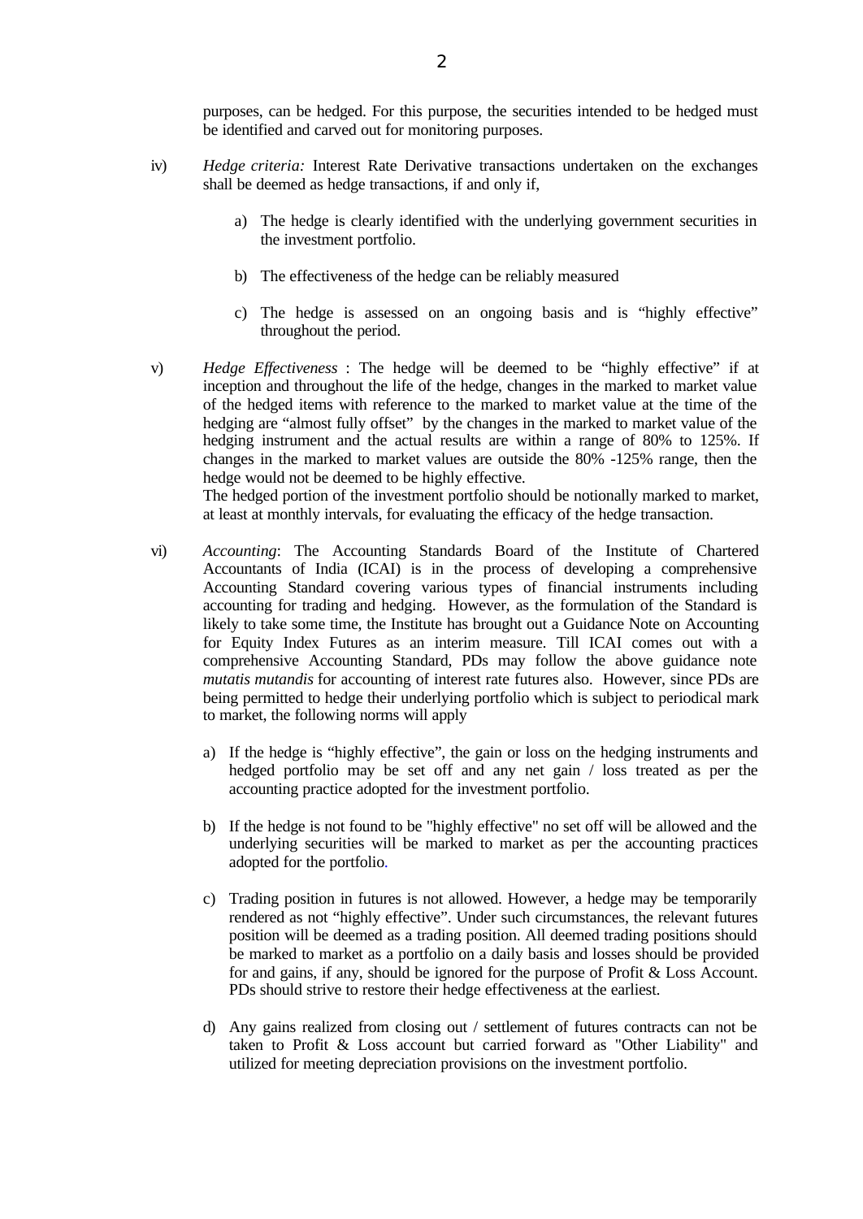purposes, can be hedged. For this purpose, the securities intended to be hedged must be identified and carved out for monitoring purposes.

iv) *Hedge criteria:* Interest Rate Derivative transactions undertaken on the exchanges shall be deemed as hedge transactions, if and only if,

   a) The hedge is clearly identified with the underlying government securities in the investment portfolio.

   b) The effectiveness of the hedge can be reliably measured

   c) The hedge is assessed on an ongoing basis and is "highly effective" throughout the period.

v) *Hedge Effectiveness* : The hedge will be deemed to be "highly effective" if at inception and throughout the life of the hedge, changes in the marked to market value of the hedged items with reference to the marked to market value at the time of the hedging are "almost fully offset" by the changes in the marked to market value of the hedging instrument and the actual results are within a range of 80% to 125%. If changes in the marked to market values are outside the 80% -125% range, then the hedge would not be deemed to be highly effective.
The hedged portion of the investment portfolio should be notionally marked to market, at least at monthly intervals, for evaluating the efficacy of the hedge transaction.

vi) *Accounting*: The Accounting Standards Board of the Institute of Chartered Accountants of India (ICAI) is in the process of developing a comprehensive Accounting Standard covering various types of financial instruments including accounting for trading and hedging. However, as the formulation of the Standard is likely to take some time, the Institute has brought out a Guidance Note on Accounting for Equity Index Futures as an interim measure. Till ICAI comes out with a comprehensive Accounting Standard, PDs may follow the above guidance note *mutatis mutandis* for accounting of interest rate futures also. However, since PDs are being permitted to hedge their underlying portfolio which is subject to periodical mark to market, the following norms will apply

   a) If the hedge is "highly effective", the gain or loss on the hedging instruments and hedged portfolio may be set off and any net gain / loss treated as per the accounting practice adopted for the investment portfolio.

   b) If the hedge is not found to be "highly effective" no set off will be allowed and the underlying securities will be marked to market as per the accounting practices adopted for the portfolio.

   c) Trading position in futures is not allowed. However, a hedge may be temporarily rendered as not "highly effective". Under such circumstances, the relevant futures position will be deemed as a trading position. All deemed trading positions should be marked to market as a portfolio on a daily basis and losses should be provided for and gains, if any, should be ignored for the purpose of Profit & Loss Account. PDs should strive to restore their hedge effectiveness at the earliest.

   d) Any gains realized from closing out / settlement of futures contracts can not be taken to Profit & Loss account but carried forward as "Other Liability" and utilized for meeting depreciation provisions on the investment portfolio.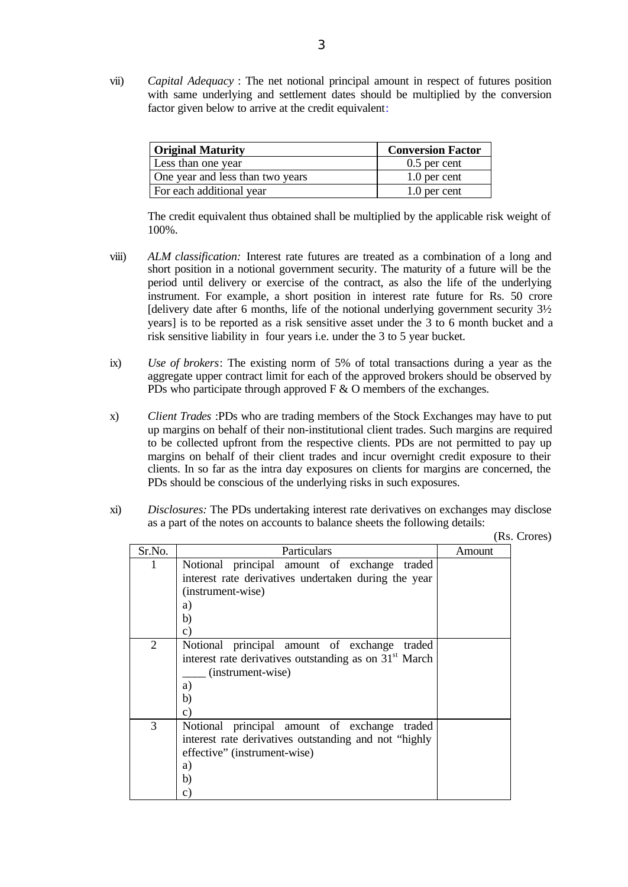vii) *Capital Adequacy* : The net notional principal amount in respect of futures position with same underlying and settlement dates should be multiplied by the conversion factor given below to arrive at the credit equivalent:

| **Original Maturity** | **Conversion Factor** |
|---|---|
| Less than one year | 0.5 per cent |
| One year and less than two years | 1.0 per cent |
| For each additional year | 1.0 per cent |

The credit equivalent thus obtained shall be multiplied by the applicable risk weight of 100%.

viii) *ALM classification:* Interest rate futures are treated as a combination of a long and short position in a notional government security. The maturity of a future will be the period until delivery or exercise of the contract, as also the life of the underlying instrument. For example, a short position in interest rate future for Rs. 50 crore [delivery date after 6 months, life of the notional underlying government security 3½ years] is to be reported as a risk sensitive asset under the 3 to 6 month bucket and a risk sensitive liability in four years i.e. under the 3 to 5 year bucket.

ix) *Use of brokers*: The existing norm of 5% of total transactions during a year as the aggregate upper contract limit for each of the approved brokers should be observed by PDs who participate through approved F & O members of the exchanges.

x) *Client Trades* :PDs who are trading members of the Stock Exchanges may have to put up margins on behalf of their non-institutional client trades. Such margins are required to be collected upfront from the respective clients. PDs are not permitted to pay up margins on behalf of their client trades and incur overnight credit exposure to their clients. In so far as the intra day exposures on clients for margins are concerned, the PDs should be conscious of the underlying risks in such exposures.

xi) *Disclosures:* The PDs undertaking interest rate derivatives on exchanges may disclose as a part of the notes on accounts to balance sheets the following details:

(Rs. Crores)

| Sr.No. | Particulars | Amount |
|---|---|---|
| 1 | Notional principal amount of exchange traded interest rate derivatives undertaken during the year (instrument-wise)<br>a)<br>b)<br>c) | |
| 2 | Notional principal amount of exchange traded interest rate derivatives outstanding as on 31st March ____ (instrument-wise)<br>a)<br>b)<br>c) | |
| 3 | Notional principal amount of exchange traded interest rate derivatives outstanding and not "highly effective" (instrument-wise)<br>a)<br>b)<br>c) | |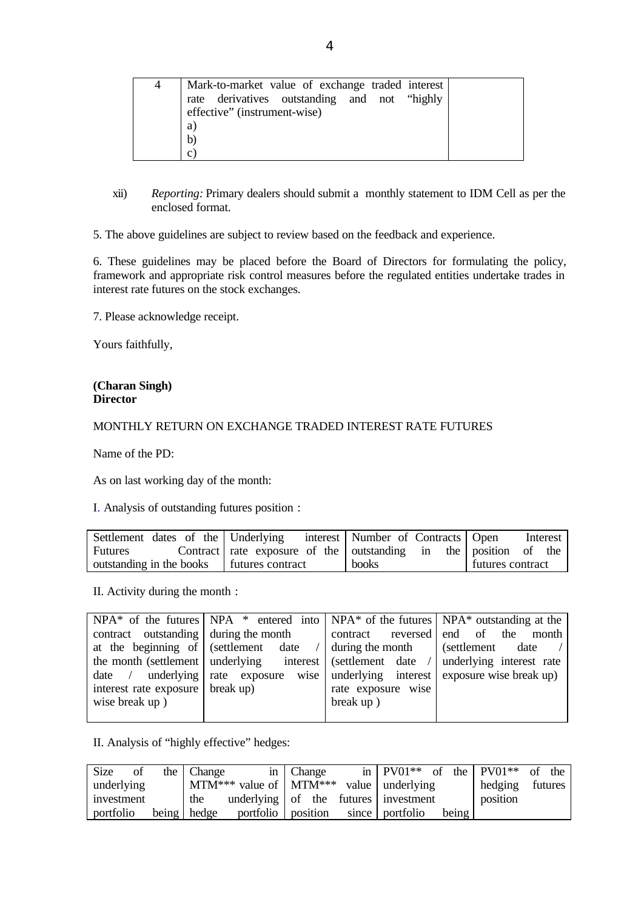| 4 | Mark-to-market value of exchange traded interest rate derivatives outstanding and not "highly effective" (instrument-wise)<br>a)<br>b)<br>c) | |
|---|---|---|

xii) *Reporting:* Primary dealers should submit a monthly statement to IDM Cell as per the enclosed format.

5. The above guidelines are subject to review based on the feedback and experience.

6. These guidelines may be placed before the Board of Directors for formulating the policy, framework and appropriate risk control measures before the regulated entities undertake trades in interest rate futures on the stock exchanges.

7. Please acknowledge receipt.

Yours faithfully,

**(Charan Singh)**
**Director**

MONTHLY RETURN ON EXCHANGE TRADED INTEREST RATE FUTURES

Name of the PD:

As on last working day of the month:

I. Analysis of outstanding futures position :

| Settlement dates of the Futures Contract outstanding in the books | Underlying interest rate exposure of the futures contract | Number of Contracts outstanding in the books | Open Interest position of the futures contract |
|---|---|---|---|

II. Activity during the month :

| NPA* of the futures contract outstanding at the beginning of the month (settlement date / underlying interest rate exposure wise break up ) | NPA * entered into during the month (settlement date / underlying interest rate exposure wise break up) | NPA* of the futures contract reversed during the month (settlement date / underlying interest rate exposure wise break up ) | NPA* outstanding at the end of the month (settlement date / underlying interest rate exposure wise break up) |
|---|---|---|---|
| | | | |

II. Analysis of "highly effective" hedges:

| Size of the underlying investment portfolio being | Change in MTM*** value of the underlying hedge portfolio | Change in MTM*** value of the futures position since | PV01** of the underlying investment portfolio being | PV01** of the hedging futures position |
|---|---|---|---|---|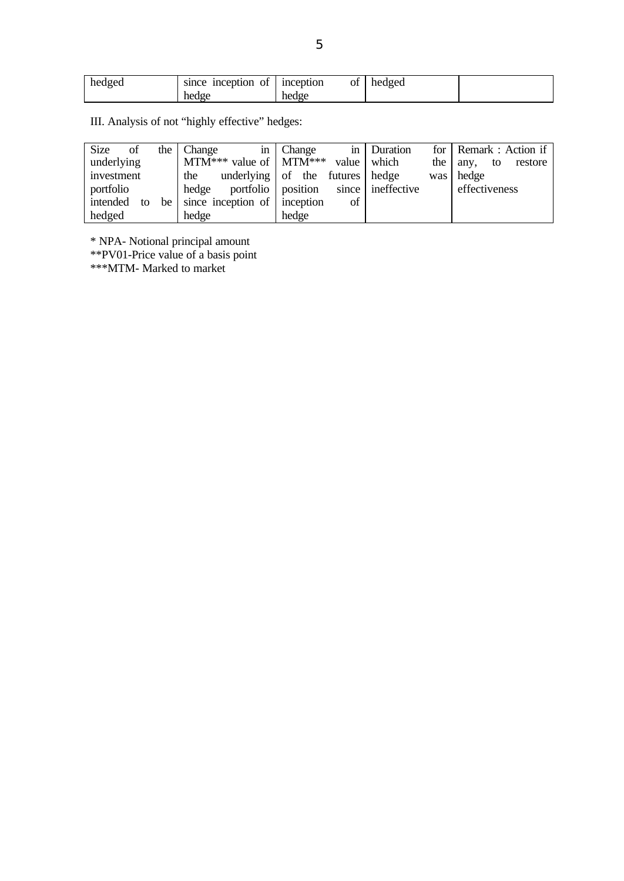| | | | | |
|---|---|---|---|---|
| hedged | since inception of hedge | inception of hedge | hedged | |

III. Analysis of not "highly effective" hedges:

| Size of the underlying investment portfolio intended to be hedged | Change in MTM*** value of the underlying hedge portfolio since inception of hedge | Change in MTM*** value of the futures position since inception of hedge | Duration for which the hedge was ineffective | Remark : Action if any, to restore hedge effectiveness |
|---|---|---|---|---|

* NPA- Notional principal amount

**PV01-Price value of a basis point

***MTM- Marked to market